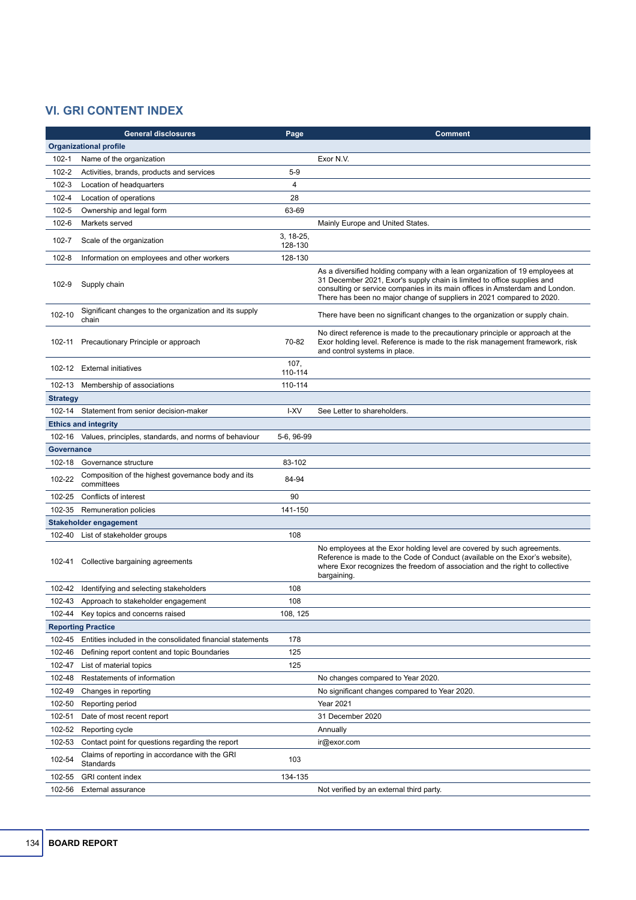## VI. GRI CONTENT INDEX

| | General disclosures | Page | Comment |
|---|---|---|---|
| **Organizational profile** | | | |
| 102-1 | Name of the organization | | Exor N.V. |
| 102-2 | Activities, brands, products and services | 5-9 | |
| 102-3 | Location of headquarters | 4 | |
| 102-4 | Location of operations | 28 | |
| 102-5 | Ownership and legal form | 63-69 | |
| 102-6 | Markets served | | Mainly Europe and United States. |
| 102-7 | Scale of the organization | 3, 18-25, 128-130 | |
| 102-8 | Information on employees and other workers | 128-130 | |
| 102-9 | Supply chain | | As a diversified holding company with a lean organization of 19 employees at 31 December 2021, Exor's supply chain is limited to office supplies and consulting or service companies in its main offices in Amsterdam and London. There has been no major change of suppliers in 2021 compared to 2020. |
| 102-10 | Significant changes to the organization and its supply chain | | There have been no significant changes to the organization or supply chain. |
| 102-11 | Precautionary Principle or approach | 70-82 | No direct reference is made to the precautionary principle or approach at the Exor holding level. Reference is made to the risk management framework, risk and control systems in place. |
| 102-12 | External initiatives | 107, 110-114 | |
| 102-13 | Membership of associations | 110-114 | |
| **Strategy** | | | |
| 102-14 | Statement from senior decision-maker | I-XV | See Letter to shareholders. |
| **Ethics and integrity** | | | |
| 102-16 | Values, principles, standards, and norms of behaviour | 5-6, 96-99 | |
| **Governance** | | | |
| 102-18 | Governance structure | 83-102 | |
| 102-22 | Composition of the highest governance body and its committees | 84-94 | |
| 102-25 | Conflicts of interest | 90 | |
| 102-35 | Remuneration policies | 141-150 | |
| **Stakeholder engagement** | | | |
| 102-40 | List of stakeholder groups | 108 | |
| 102-41 | Collective bargaining agreements | | No employees at the Exor holding level are covered by such agreements. Reference is made to the Code of Conduct (available on the Exor's website), where Exor recognizes the freedom of association and the right to collective bargaining. |
| 102-42 | Identifying and selecting stakeholders | 108 | |
| 102-43 | Approach to stakeholder engagement | 108 | |
| 102-44 | Key topics and concerns raised | 108, 125 | |
| **Reporting Practice** | | | |
| 102-45 | Entities included in the consolidated financial statements | 178 | |
| 102-46 | Defining report content and topic Boundaries | 125 | |
| 102-47 | List of material topics | 125 | |
| 102-48 | Restatements of information | | No changes compared to Year 2020. |
| 102-49 | Changes in reporting | | No significant changes compared to Year 2020. |
| 102-50 | Reporting period | | Year 2021 |
| 102-51 | Date of most recent report | | 31 December 2020 |
| 102-52 | Reporting cycle | | Annually |
| 102-53 | Contact point for questions regarding the report | | ir@exor.com |
| 102-54 | Claims of reporting in accordance with the GRI Standards | 103 | |
| 102-55 | GRI content index | 134-135 | |
| 102-56 | External assurance | | Not verified by an external third party. |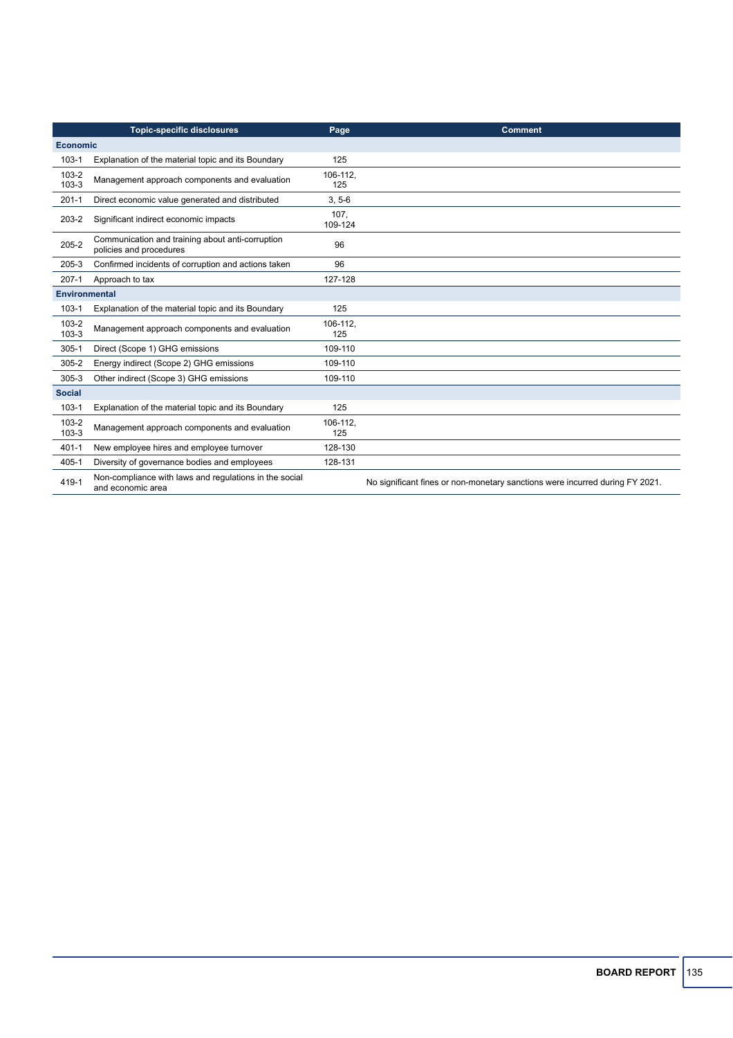| | Topic-specific disclosures | Page | Comment |
|---|---|---|---|
| **Economic** | | | |
| 103-1 | Explanation of the material topic and its Boundary | 125 | |
| 103-2 103-3 | Management approach components and evaluation | 106-112, 125 | |
| 201-1 | Direct economic value generated and distributed | 3, 5-6 | |
| 203-2 | Significant indirect economic impacts | 107, 109-124 | |
| 205-2 | Communication and training about anti-corruption policies and procedures | 96 | |
| 205-3 | Confirmed incidents of corruption and actions taken | 96 | |
| 207-1 | Approach to tax | 127-128 | |
| **Environmental** | | | |
| 103-1 | Explanation of the material topic and its Boundary | 125 | |
| 103-2 103-3 | Management approach components and evaluation | 106-112, 125 | |
| 305-1 | Direct (Scope 1) GHG emissions | 109-110 | |
| 305-2 | Energy indirect (Scope 2) GHG emissions | 109-110 | |
| 305-3 | Other indirect (Scope 3) GHG emissions | 109-110 | |
| **Social** | | | |
| 103-1 | Explanation of the material topic and its Boundary | 125 | |
| 103-2 103-3 | Management approach components and evaluation | 106-112, 125 | |
| 401-1 | New employee hires and employee turnover | 128-130 | |
| 405-1 | Diversity of governance bodies and employees | 128-131 | |
| 419-1 | Non-compliance with laws and regulations in the social and economic area | | No significant fines or non-monetary sanctions were incurred during FY 2021. |